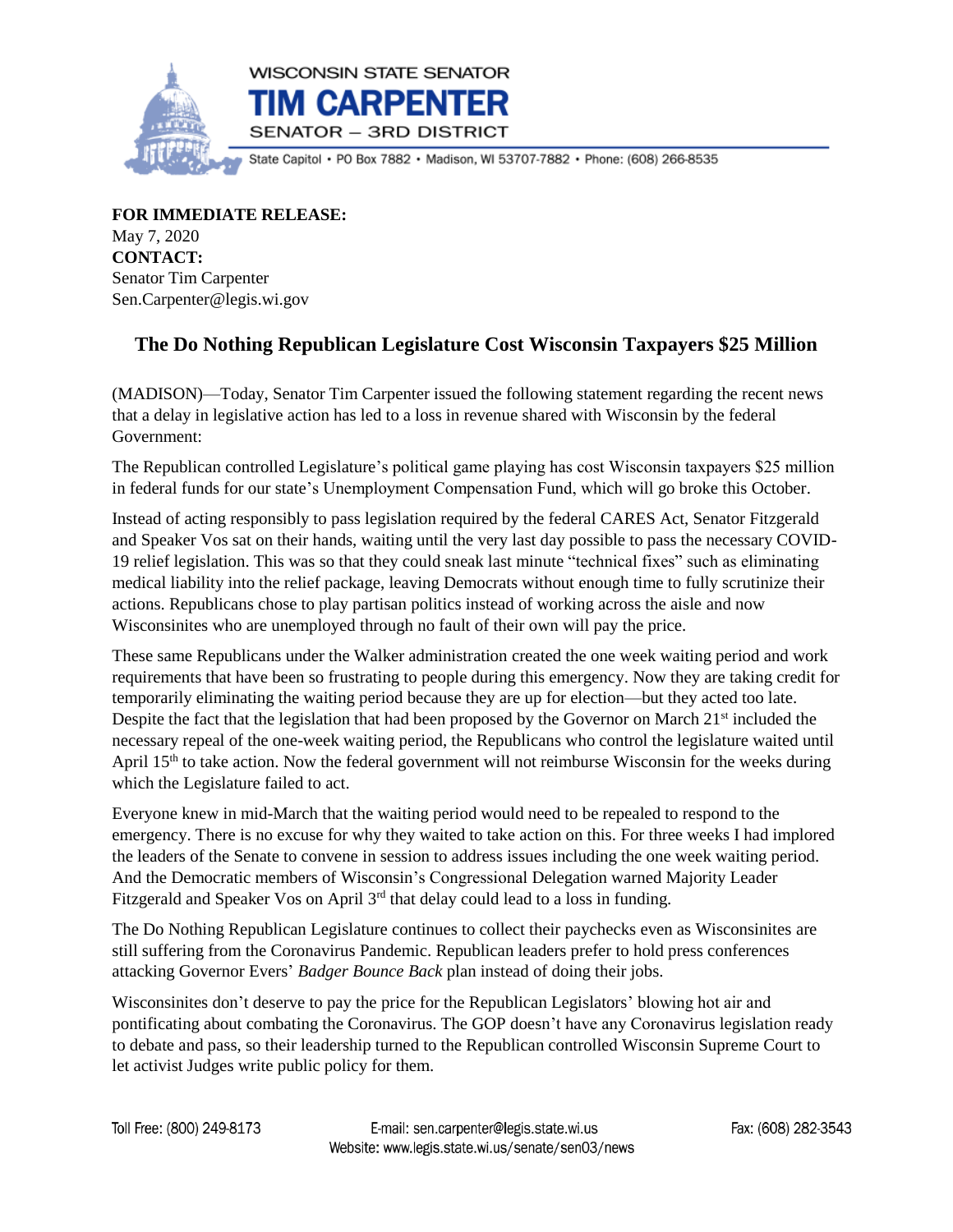WISCONSIN STATE SENATOR

# TIM CARPENTER

SENATOR – 3RD DISTRICT

State Capitol • PO Box 7882 • Madison, WI 53707-7882 • Phone: (608) 266-8535

**FOR IMMEDIATE RELEASE:**
May 7, 2020
**CONTACT:**
Senator Tim Carpenter
Sen.Carpenter@legis.wi.gov

## The Do Nothing Republican Legislature Cost Wisconsin Taxpayers $25 Million

(MADISON)—Today, Senator Tim Carpenter issued the following statement regarding the recent news that a delay in legislative action has led to a loss in revenue shared with Wisconsin by the federal Government:

The Republican controlled Legislature's political game playing has cost Wisconsin taxpayers $25 million in federal funds for our state's Unemployment Compensation Fund, which will go broke this October.

Instead of acting responsibly to pass legislation required by the federal CARES Act, Senator Fitzgerald and Speaker Vos sat on their hands, waiting until the very last day possible to pass the necessary COVID-19 relief legislation. This was so that they could sneak last minute "technical fixes" such as eliminating medical liability into the relief package, leaving Democrats without enough time to fully scrutinize their actions. Republicans chose to play partisan politics instead of working across the aisle and now Wisconsinites who are unemployed through no fault of their own will pay the price.

These same Republicans under the Walker administration created the one week waiting period and work requirements that have been so frustrating to people during this emergency. Now they are taking credit for temporarily eliminating the waiting period because they are up for election—but they acted too late. Despite the fact that the legislation that had been proposed by the Governor on March 21st included the necessary repeal of the one-week waiting period, the Republicans who control the legislature waited until April 15th to take action. Now the federal government will not reimburse Wisconsin for the weeks during which the Legislature failed to act.

Everyone knew in mid-March that the waiting period would need to be repealed to respond to the emergency. There is no excuse for why they waited to take action on this. For three weeks I had implored the leaders of the Senate to convene in session to address issues including the one week waiting period. And the Democratic members of Wisconsin's Congressional Delegation warned Majority Leader Fitzgerald and Speaker Vos on April 3rd that delay could lead to a loss in funding.

The Do Nothing Republican Legislature continues to collect their paychecks even as Wisconsinites are still suffering from the Coronavirus Pandemic. Republican leaders prefer to hold press conferences attacking Governor Evers' *Badger Bounce Back* plan instead of doing their jobs.

Wisconsinites don't deserve to pay the price for the Republican Legislators' blowing hot air and pontificating about combating the Coronavirus. The GOP doesn't have any Coronavirus legislation ready to debate and pass, so their leadership turned to the Republican controlled Wisconsin Supreme Court to let activist Judges write public policy for them.

Toll Free: (800) 249-8173 E-mail: sen.carpenter@legis.state.wi.us Website: www.legis.state.wi.us/senate/sen03/news Fax: (608) 282-3543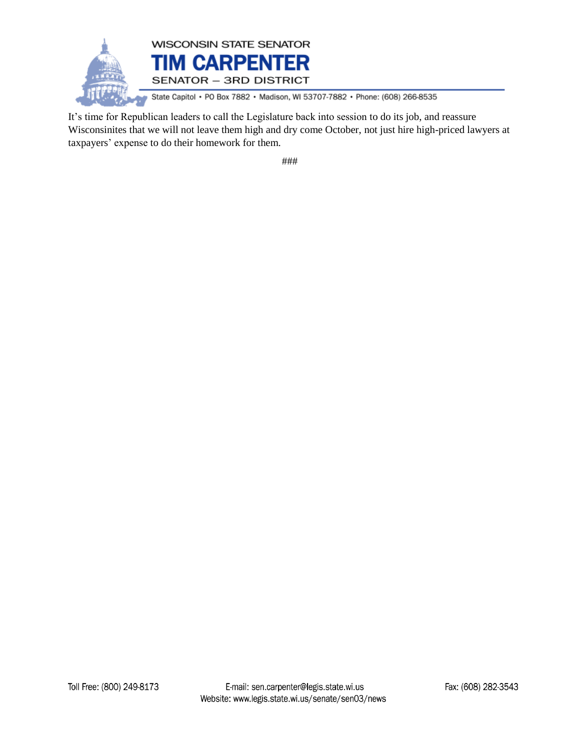It's time for Republican leaders to call the Legislature back into session to do its job, and reassure Wisconsinites that we will not leave them high and dry come October, not just hire high-priced lawyers at taxpayers' expense to do their homework for them.

###